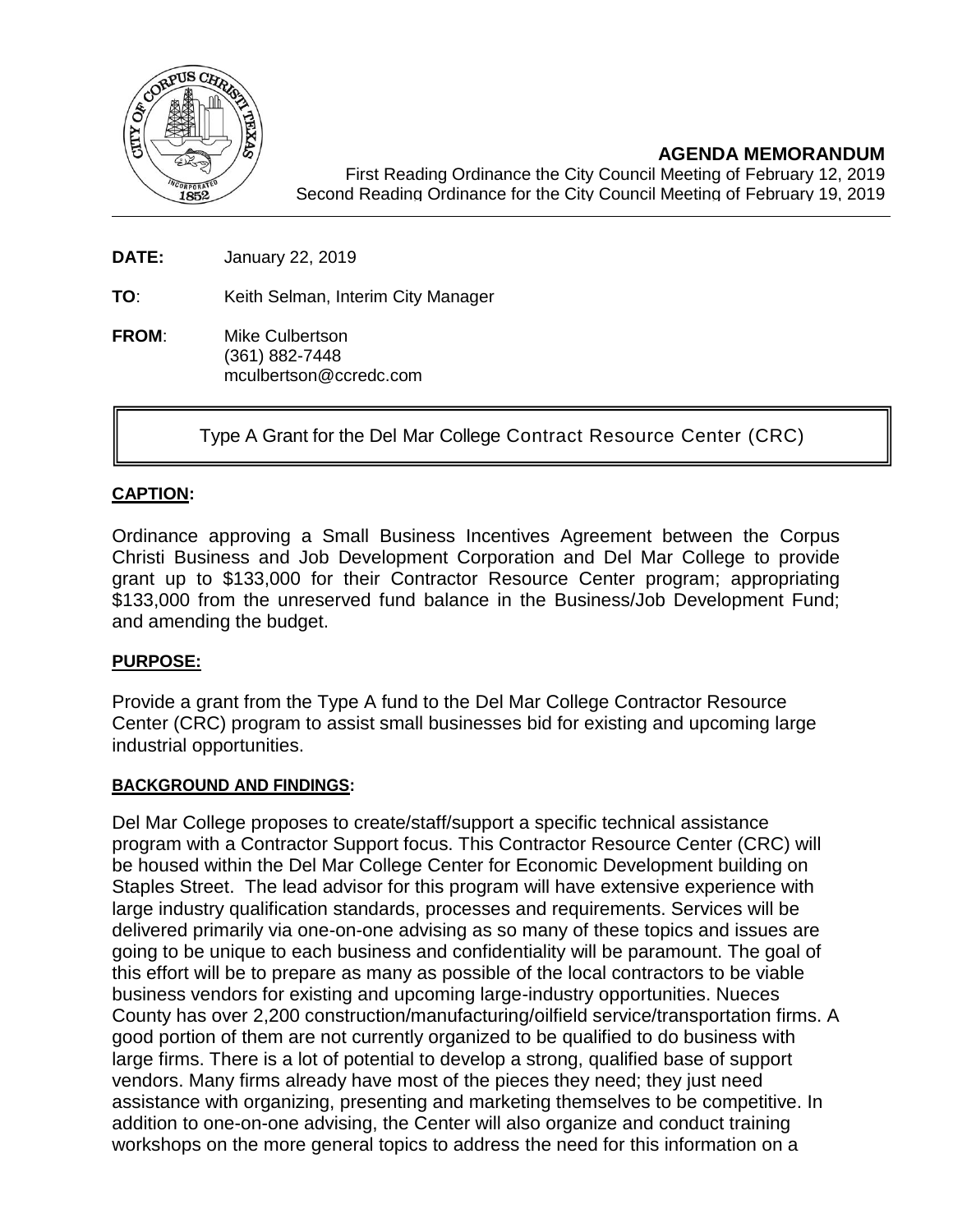**AGENDA MEMORANDUM**

First Reading Ordinance the City Council Meeting of February 12, 2019
Second Reading Ordinance for the City Council Meeting of February 19, 2019

**DATE:** January 22, 2019

**TO**: Keith Selman, Interim City Manager

**FROM**: Mike Culbertson
(361) 882-7448
mculbertson@ccredc.com

Type A Grant for the Del Mar College Contract Resource Center (CRC)

**CAPTION:**

Ordinance approving a Small Business Incentives Agreement between the Corpus Christi Business and Job Development Corporation and Del Mar College to provide grant up to $133,000 for their Contractor Resource Center program; appropriating $133,000 from the unreserved fund balance in the Business/Job Development Fund; and amending the budget.

**PURPOSE:**

Provide a grant from the Type A fund to the Del Mar College Contractor Resource Center (CRC) program to assist small businesses bid for existing and upcoming large industrial opportunities.

**BACKGROUND AND FINDINGS:**

Del Mar College proposes to create/staff/support a specific technical assistance program with a Contractor Support focus. This Contractor Resource Center (CRC) will be housed within the Del Mar College Center for Economic Development building on Staples Street. The lead advisor for this program will have extensive experience with large industry qualification standards, processes and requirements. Services will be delivered primarily via one-on-one advising as so many of these topics and issues are going to be unique to each business and confidentiality will be paramount. The goal of this effort will be to prepare as many as possible of the local contractors to be viable business vendors for existing and upcoming large-industry opportunities. Nueces County has over 2,200 construction/manufacturing/oilfield service/transportation firms. A good portion of them are not currently organized to be qualified to do business with large firms. There is a lot of potential to develop a strong, qualified base of support vendors. Many firms already have most of the pieces they need; they just need assistance with organizing, presenting and marketing themselves to be competitive. In addition to one-on-one advising, the Center will also organize and conduct training workshops on the more general topics to address the need for this information on a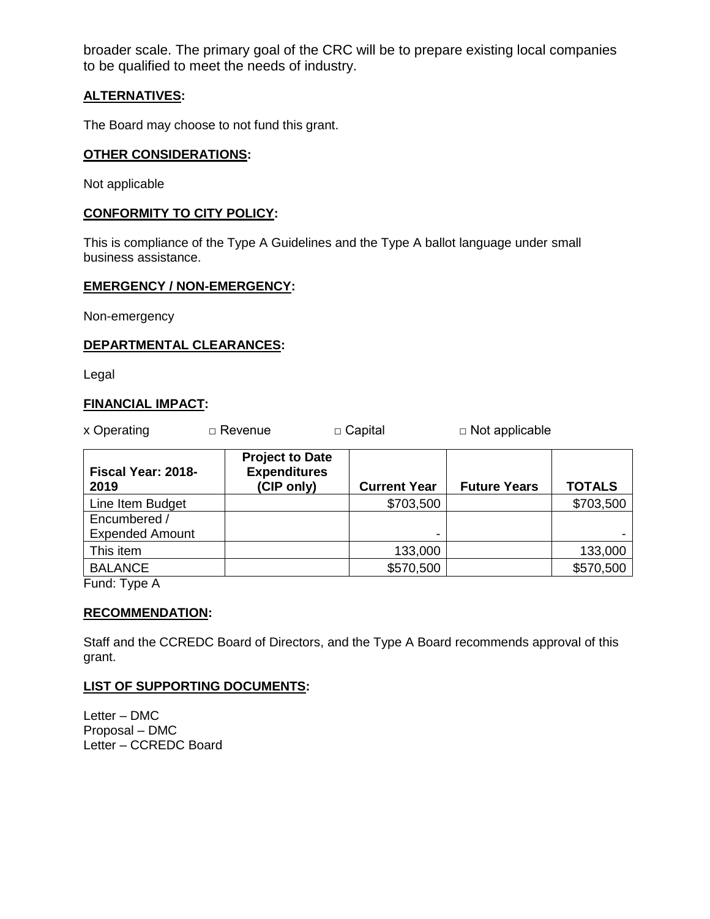broader scale. The primary goal of the CRC will be to prepare existing local companies to be qualified to meet the needs of industry.

## ALTERNATIVES:

The Board may choose to not fund this grant.

## OTHER CONSIDERATIONS:

Not applicable

## CONFORMITY TO CITY POLICY:

This is compliance of the Type A Guidelines and the Type A ballot language under small business assistance.

## EMERGENCY / NON-EMERGENCY:

Non-emergency

## DEPARTMENTAL CLEARANCES:

Legal

## FINANCIAL IMPACT:

x Operating □ Revenue □ Capital □ Not applicable

| Fiscal Year: 2018-2019 | Project to Date Expenditures (CIP only) | Current Year | Future Years | TOTALS |
|---|---|---|---|---|
| Line Item Budget | | $703,500 | | $703,500 |
| Encumbered / Expended Amount | | - | | - |
| This item | | 133,000 | | 133,000 |
| BALANCE | | $570,500 | | $570,500 |

Fund: Type A

## RECOMMENDATION:

Staff and the CCREDC Board of Directors, and the Type A Board recommends approval of this grant.

## LIST OF SUPPORTING DOCUMENTS:

Letter – DMC
Proposal – DMC
Letter – CCREDC Board